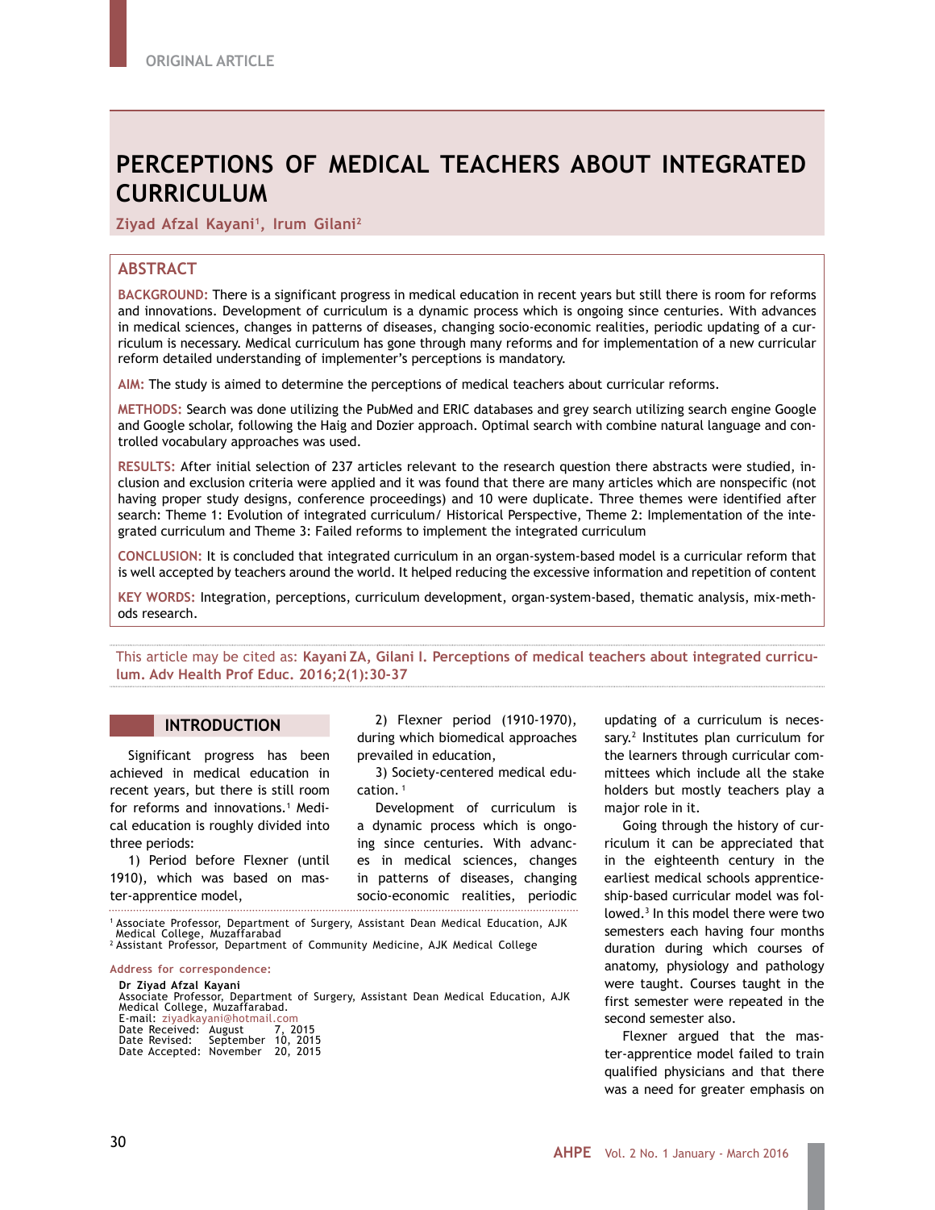ORIGINAL ARTICLE

# PERCEPTIONS OF MEDICAL TEACHERS ABOUT INTEGRATED CURRICULUM

**Ziyad Afzal Kayani[1], Irum Gilani[2]**

## ABSTRACT

**BACKGROUND:** There is a significant progress in medical education in recent years but still there is room for reforms and innovations. Development of curriculum is a dynamic process which is ongoing since centuries. With advances in medical sciences, changes in patterns of diseases, changing socio-economic realities, periodic updating of a curriculum is necessary. Medical curriculum has gone through many reforms and for implementation of a new curricular reform detailed understanding of implementer's perceptions is mandatory.

**AIM:** The study is aimed to determine the perceptions of medical teachers about curricular reforms.

**METHODS:** Search was done utilizing the PubMed and ERIC databases and grey search utilizing search engine Google and Google scholar, following the Haig and Dozier approach. Optimal search with combine natural language and controlled vocabulary approaches was used.

**RESULTS:** After initial selection of 237 articles relevant to the research question there abstracts were studied, inclusion and exclusion criteria were applied and it was found that there are many articles which are nonspecific (not having proper study designs, conference proceedings) and 10 were duplicate. Three themes were identified after search: Theme 1: Evolution of integrated curriculum/ Historical Perspective, Theme 2: Implementation of the integrated curriculum and Theme 3: Failed reforms to implement the integrated curriculum

**CONCLUSION:** It is concluded that integrated curriculum in an organ-system-based model is a curricular reform that is well accepted by teachers around the world. It helped reducing the excessive information and repetition of content

**KEY WORDS:** Integration, perceptions, curriculum development, organ-system-based, thematic analysis, mix-methods research.

This article may be cited as: **Kayani ZA, Gilani I. Perceptions of medical teachers about integrated curriculum. Adv Health Prof Educ. 2016;2(1):30-37**

## INTRODUCTION

Significant progress has been achieved in medical education in recent years, but there is still room for reforms and innovations.[1] Medical education is roughly divided into three periods:

1) Period before Flexner (until 1910), which was based on master-apprentice model,

2) Flexner period (1910-1970), during which biomedical approaches prevailed in education,

3) Society-centered medical education.[1]

Development of curriculum is a dynamic process which is ongoing since centuries. With advances in medical sciences, changes in patterns of diseases, changing socio-economic realities, periodic updating of a curriculum is necessary.[2] Institutes plan curriculum for the learners through curricular committees which include all the stake holders but mostly teachers play a major role in it.

Going through the history of curriculum it can be appreciated that in the eighteenth century in the earliest medical schools apprenticeship-based curricular model was followed.[3] In this model there were two semesters each having four months duration during which courses of anatomy, physiology and pathology were taught. Courses taught in the first semester were repeated in the second semester also.

Flexner argued that the master-apprentice model failed to train qualified physicians and that there was a need for greater emphasis on

[1] Associate Professor, Department of Surgery, Assistant Dean Medical Education, AJK Medical College, Muzaffarabad
[2] Assistant Professor, Department of Community Medicine, AJK Medical College

**Address for correspondence:**

**Dr Ziyad Afzal Kayani**
Associate Professor, Department of Surgery, Assistant Dean Medical Education, AJK Medical College, Muzaffarabad.
E-mail: ziyadkayani@hotmail.com
Date Received: August 7, 2015
Date Revised: September 10, 2015
Date Accepted: November 20, 2015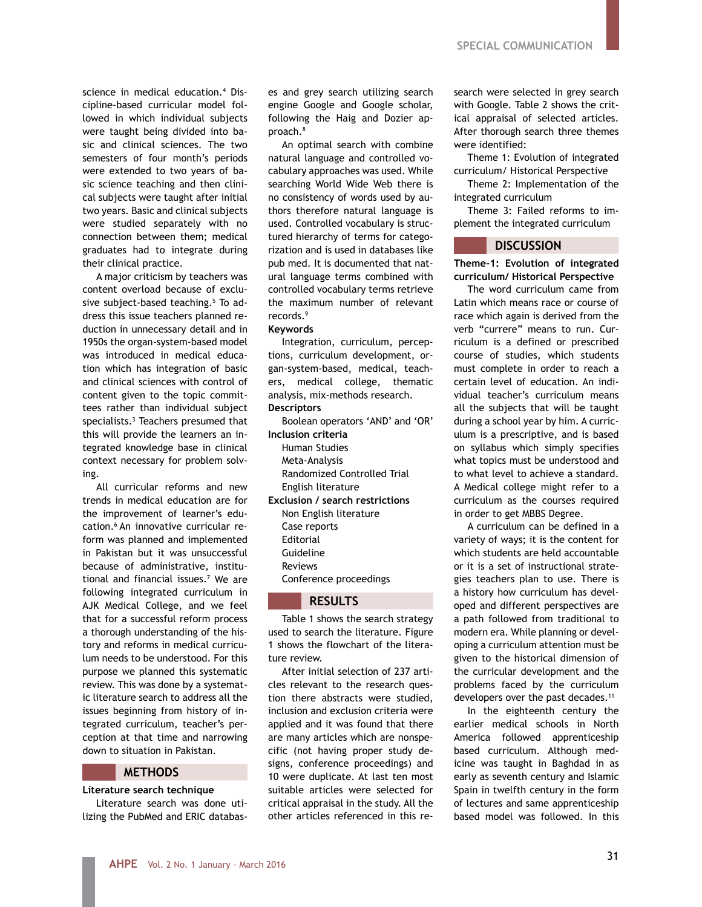science in medical education.[4] Discipline-based curricular model followed in which individual subjects were taught being divided into basic and clinical sciences. The two semesters of four month's periods were extended to two years of basic science teaching and then clinical subjects were taught after initial two years. Basic and clinical subjects were studied separately with no connection between them; medical graduates had to integrate during their clinical practice.

A major criticism by teachers was content overload because of exclusive subject-based teaching.[5] To address this issue teachers planned reduction in unnecessary detail and in 1950s the organ-system-based model was introduced in medical education which has integration of basic and clinical sciences with control of content given to the topic committees rather than individual subject specialists.[3] Teachers presumed that this will provide the learners an integrated knowledge base in clinical context necessary for problem solving.

All curricular reforms and new trends in medical education are for the improvement of learner's education.[6] An innovative curricular reform was planned and implemented in Pakistan but it was unsuccessful because of administrative, institutional and financial issues.[7] We are following integrated curriculum in AJK Medical College, and we feel that for a successful reform process a thorough understanding of the history and reforms in medical curriculum needs to be understood. For this purpose we planned this systematic review. This was done by a systematic literature search to address all the issues beginning from history of integrated curriculum, teacher's perception at that time and narrowing down to situation in Pakistan.

## METHODS

**Literature search technique**

Literature search was done utilizing the PubMed and ERIC databases and grey search utilizing search engine Google and Google scholar, following the Haig and Dozier approach.[8]

An optimal search with combine natural language and controlled vocabulary approaches was used. While searching World Wide Web there is no consistency of words used by authors therefore natural language is used. Controlled vocabulary is structured hierarchy of terms for categorization and is used in databases like pub med. It is documented that natural language terms combined with controlled vocabulary terms retrieve the maximum number of relevant records.[9]

**Keywords**

Integration, curriculum, perceptions, curriculum development, organ-system-based, medical, teachers, medical college, thematic analysis, mix-methods research.

**Descriptors**

Boolean operators 'AND' and 'OR'

**Inclusion criteria**

Human Studies
Meta-Analysis
Randomized Controlled Trial
English literature

**Exclusion / search restrictions**

Non English literature
Case reports
Editorial
Guideline
Reviews
Conference proceedings

## RESULTS

Table 1 shows the search strategy used to search the literature. Figure 1 shows the flowchart of the literature review.

After initial selection of 237 articles relevant to the research question there abstracts were studied, inclusion and exclusion criteria were applied and it was found that there are many articles which are nonspecific (not having proper study designs, conference proceedings) and 10 were duplicate. At last ten most suitable articles were selected for critical appraisal in the study. All the other articles referenced in this research were selected in grey search with Google. Table 2 shows the critical appraisal of selected articles. After thorough search three themes were identified:

Theme 1: Evolution of integrated curriculum/ Historical Perspective

Theme 2: Implementation of the integrated curriculum

Theme 3: Failed reforms to implement the integrated curriculum

## DISCUSSION

**Theme-1: Evolution of integrated curriculum/ Historical Perspective**

The word curriculum came from Latin which means race or course of race which again is derived from the verb "currere" means to run. Curriculum is a defined or prescribed course of studies, which students must complete in order to reach a certain level of education. An individual teacher's curriculum means all the subjects that will be taught during a school year by him. A curriculum is a prescriptive, and is based on syllabus which simply specifies what topics must be understood and to what level to achieve a standard. A Medical college might refer to a curriculum as the courses required in order to get MBBS Degree.

A curriculum can be defined in a variety of ways; it is the content for which students are held accountable or it is a set of instructional strategies teachers plan to use. There is a history how curriculum has developed and different perspectives are a path followed from traditional to modern era. While planning or developing a curriculum attention must be given to the historical dimension of the curricular development and the problems faced by the curriculum developers over the past decades.[11]

In the eighteenth century the earlier medical schools in North America followed apprenticeship based curriculum. Although medicine was taught in Baghdad in as early as seventh century and Islamic Spain in twelfth century in the form of lectures and same apprenticeship based model was followed. In this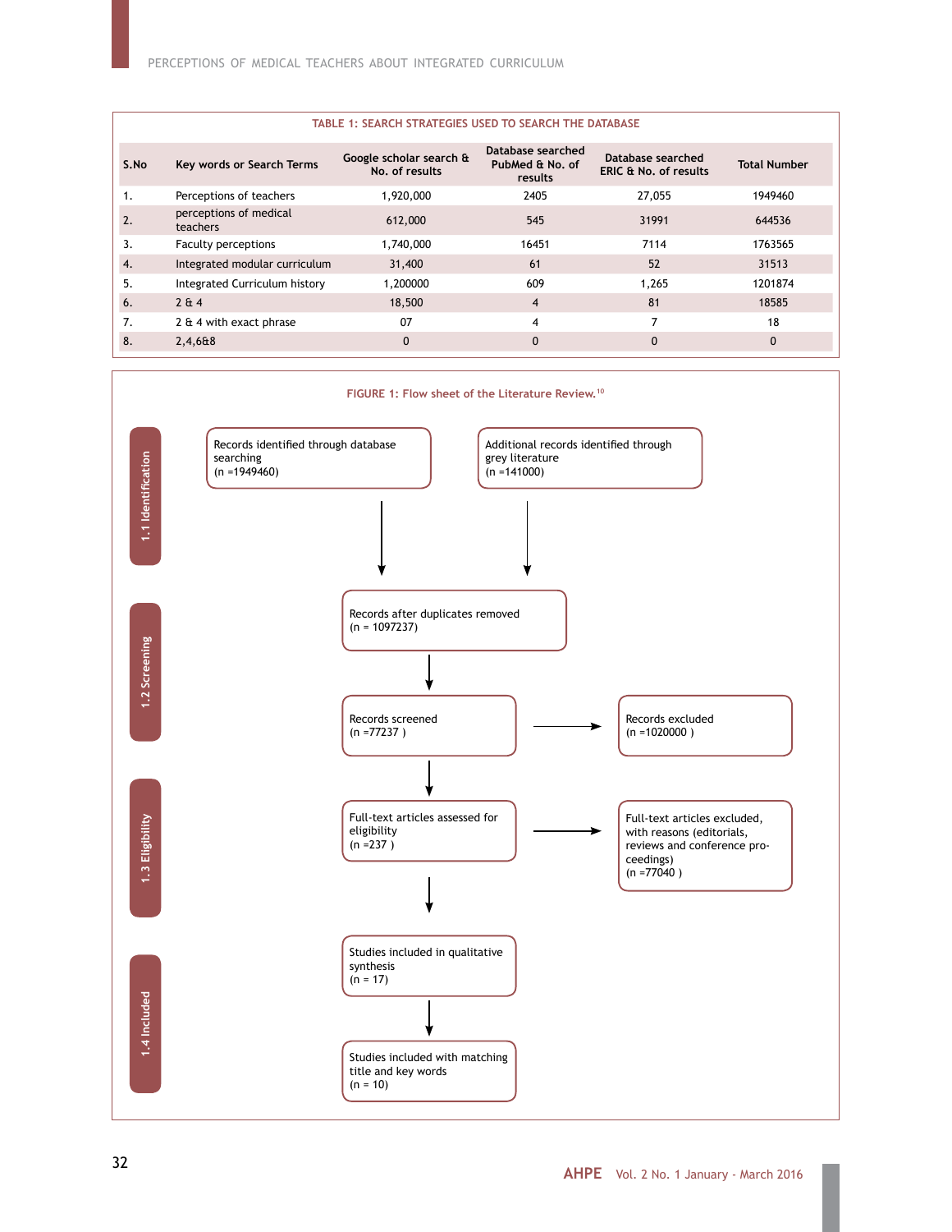**TABLE 1: SEARCH STRATEGIES USED TO SEARCH THE DATABASE**

| S.No | Key words or Search Terms | Google scholar search & No. of results | Database searched PubMed & No. of results | Database searched ERIC & No. of results | Total Number |
|---|---|---|---|---|---|
| 1. | Perceptions of teachers | 1,920,000 | 2405 | 27,055 | 1949460 |
| 2. | perceptions of medical teachers | 612,000 | 545 | 31991 | 644536 |
| 3. | Faculty perceptions | 1,740,000 | 16451 | 7114 | 1763565 |
| 4. | Integrated modular curriculum | 31,400 | 61 | 52 | 31513 |
| 5. | Integrated Curriculum history | 1,200000 | 609 | 1,265 | 1201874 |
| 6. | 2 & 4 | 18,500 | 4 | 81 | 18585 |
| 7. | 2 & 4 with exact phrase | 07 | 4 | 7 | 18 |
| 8. | 2,4,6&8 | 0 | 0 | 0 | 0 |

**FIGURE 1: Flow sheet of the Literature Review.**[10]

**1.1 Identification**

- Records identified through database searching (n =1949460)
- Additional records identified through grey literature (n =141000)

**1.2 Screening**

- Records after duplicates removed (n = 1097237)
- Records screened (n =77237 ) → Records excluded (n =1020000 )

**1.3 Eligibility**

- Full-text articles assessed for eligibility (n =237 ) → Full-text articles excluded, with reasons (editorials, reviews and conference proceedings) (n =77040 )

**1.4 Included**

- Studies included in qualitative synthesis (n = 17)
- Studies included with matching title and key words (n = 10)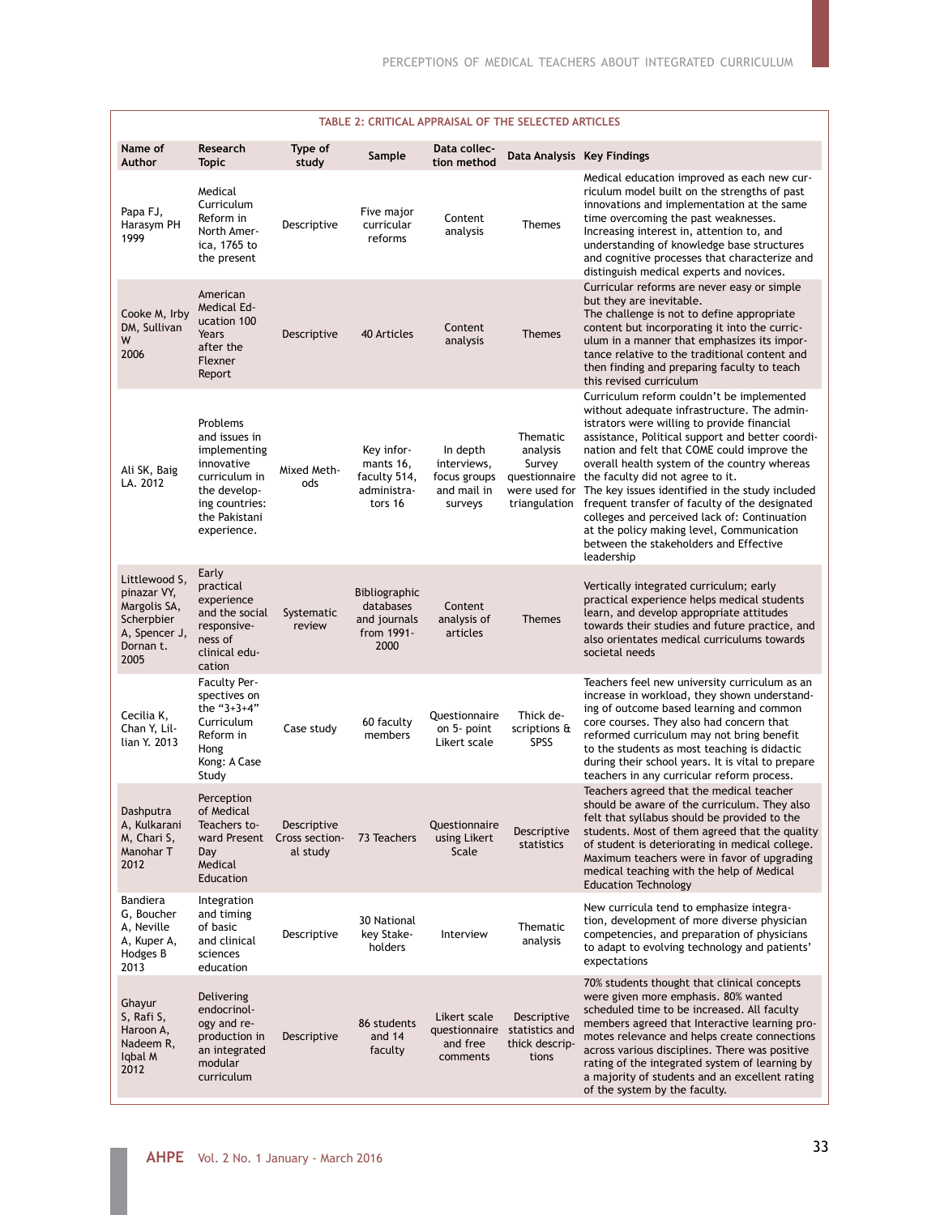**TABLE 2: CRITICAL APPRAISAL OF THE SELECTED ARTICLES**

| Name of Author | Research Topic | Type of study | Sample | Data collection method | Data Analysis | Key Findings |
|---|---|---|---|---|---|---|
| Papa FJ, Harasym PH 1999 | Medical Curriculum Reform in North America, 1765 to the present | Descriptive | Five major curricular reforms | Content analysis | Themes | Medical education improved as each new curriculum model built on the strengths of past innovations and implementation at the same time overcoming the past weaknesses. Increasing interest in, attention to, and understanding of knowledge base structures and cognitive processes that characterize and distinguish medical experts and novices. |
| Cooke M, Irby DM, Sullivan W 2006 | American Medical Education 100 Years after the Flexner Report | Descriptive | 40 Articles | Content analysis | Themes | Curricular reforms are never easy or simple but they are inevitable. The challenge is not to define appropriate content but incorporating it into the curriculum in a manner that emphasizes its importance relative to the traditional content and then finding and preparing faculty to teach this revised curriculum |
| Ali SK, Baig LA. 2012 | Problems and issues in implementing innovative curriculum in the developing countries: the Pakistani experience. | Mixed Methods | Key informants 16, faculty 514, administrators 16 | In depth interviews, focus groups and mail in surveys | Thematic analysis Survey questionnaire were used for triangulation | Curriculum reform couldn't be implemented without adequate infrastructure. The administrators were willing to provide financial assistance, Political support and better coordination and felt that COME could improve the overall health system of the country whereas the faculty did not agree to it. The key issues identified in the study included frequent transfer of faculty of the designated colleges and perceived lack of: Continuation at the policy making level, Communication between the stakeholders and Effective leadership |
| Littlewood S, pinazar VY, Margolis SA, Scherpbier A, Spencer J, Dornan t. 2005 | Early practical experience and the social responsiveness of clinical education | Systematic review | Bibliographic databases and journals from 1991-2000 | Content analysis of articles | Themes | Vertically integrated curriculum; early practical experience helps medical students learn, and develop appropriate attitudes towards their studies and future practice, and also orientates medical curriculums towards societal needs |
| Cecilia K, Chan Y, Lillian Y. 2013 | Faculty Perspectives on the "3+3+4" Curriculum Reform in Hong Kong: A Case Study | Case study | 60 faculty members | Questionnaire on 5- point Likert scale | Thick descriptions & SPSS | Teachers feel new university curriculum as an increase in workload, they shown understanding of outcome based learning and common core courses. They also had concern that reformed curriculum may not bring benefit to the students as most teaching is didactic during their school years. It is vital to prepare teachers in any curricular reform process. |
| Dashputra A, Kulkarani M, Chari S, Manohar T 2012 | Perception of Medical Teachers toward Present Day Medical Education | Descriptive Cross sectional study | 73 Teachers | Questionnaire using Likert Scale | Descriptive statistics | Teachers agreed that the medical teacher should be aware of the curriculum. They also felt that syllabus should be provided to the students. Most of them agreed that the quality of student is deteriorating in medical college. Maximum teachers were in favor of upgrading medical teaching with the help of Medical Education Technology |
| Bandiera G, Boucher A, Neville A, Kuper A, Hodges B 2013 | Integration and timing of basic and clinical sciences education | Descriptive | 30 National key Stakeholders | Interview | Thematic analysis | New curricula tend to emphasize integration, development of more diverse physician competencies, and preparation of physicians to adapt to evolving technology and patients' expectations |
| Ghayur S, Rafi S, Haroon A, Nadeem R, Iqbal M 2012 | Delivering endocrinology and reproduction in an integrated modular curriculum | Descriptive | 86 students and 14 faculty | Likert scale questionnaire and free comments | Descriptive statistics and thick descriptions | 70% students thought that clinical concepts were given more emphasis. 80% wanted scheduled time to be increased. All faculty members agreed that Interactive learning promotes relevance and helps create connections across various disciplines. There was positive rating of the integrated system of learning by a majority of students and an excellent rating of the system by the faculty. |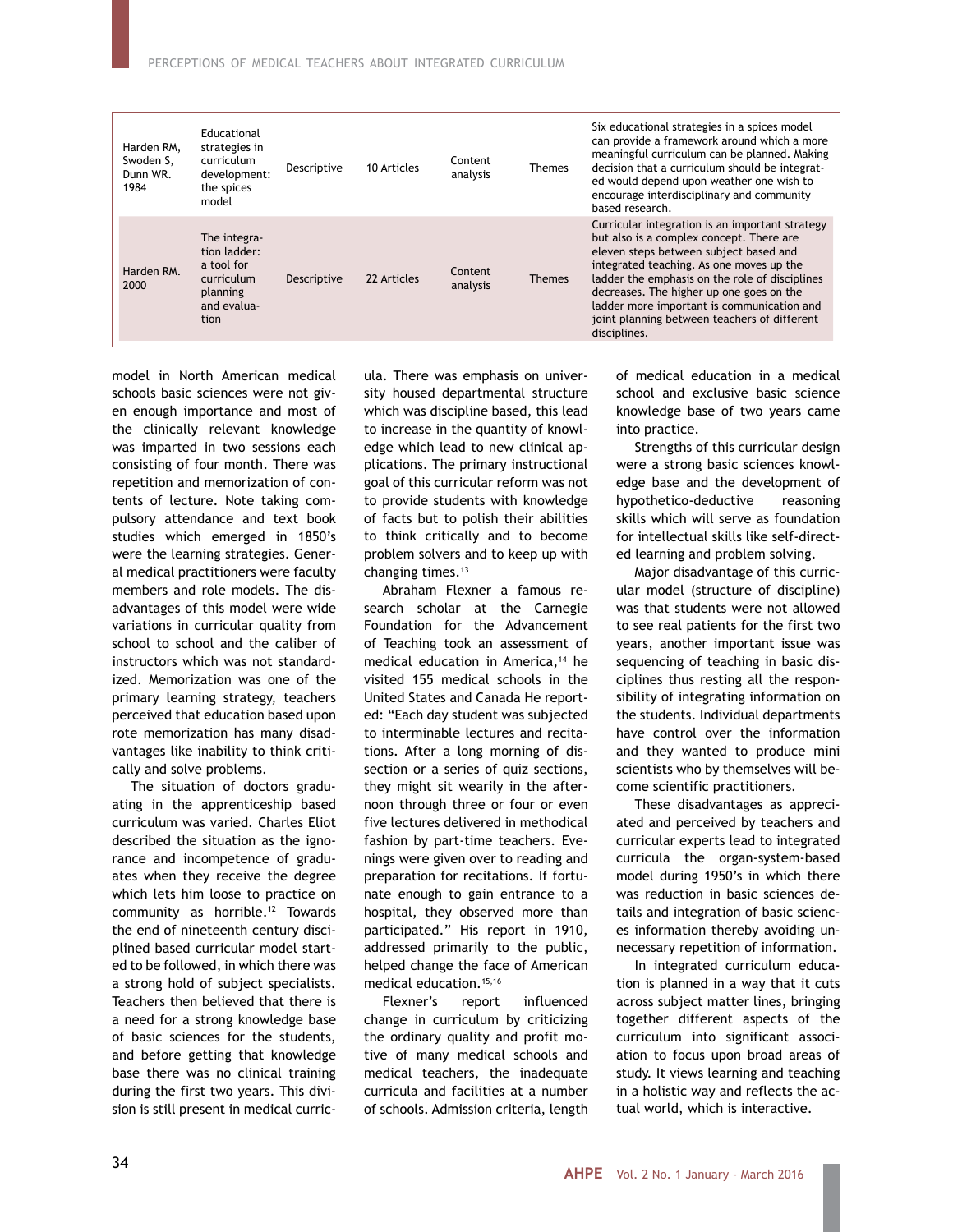| Harden RM, Swoden S, Dunn WR. 1984 | Educational strategies in curriculum development: the spices model | Descriptive | 10 Articles | Content analysis | Themes | Six educational strategies in a spices model can provide a framework around which a more meaningful curriculum can be planned. Making decision that a curriculum should be integrated would depend upon weather one wish to encourage interdisciplinary and community based research. |
|---|---|---|---|---|---|---|
| Harden RM. 2000 | The integration ladder: a tool for curriculum planning and evaluation | Descriptive | 22 Articles | Content analysis | Themes | Curricular integration is an important strategy but also is a complex concept. There are eleven steps between subject based and integrated teaching. As one moves up the ladder the emphasis on the role of disciplines decreases. The higher up one goes on the ladder more important is communication and joint planning between teachers of different disciplines. |

model in North American medical schools basic sciences were not given enough importance and most of the clinically relevant knowledge was imparted in two sessions each consisting of four month. There was repetition and memorization of contents of lecture. Note taking compulsory attendance and text book studies which emerged in 1850's were the learning strategies. General medical practitioners were faculty members and role models. The disadvantages of this model were wide variations in curricular quality from school to school and the caliber of instructors which was not standardized. Memorization was one of the primary learning strategy, teachers perceived that education based upon rote memorization has many disadvantages like inability to think critically and solve problems.

The situation of doctors graduating in the apprenticeship based curriculum was varied. Charles Eliot described the situation as the ignorance and incompetence of graduates when they receive the degree which lets him loose to practice on community as horrible.[12] Towards the end of nineteenth century disciplined based curricular model started to be followed, in which there was a strong hold of subject specialists. Teachers then believed that there is a need for a strong knowledge base of basic sciences for the students, and before getting that knowledge base there was no clinical training during the first two years. This division is still present in medical curricula. There was emphasis on university housed departmental structure which was discipline based, this lead to increase in the quantity of knowledge which lead to new clinical applications. The primary instructional goal of this curricular reform was not to provide students with knowledge of facts but to polish their abilities to think critically and to become problem solvers and to keep up with changing times.[13]

Abraham Flexner a famous research scholar at the Carnegie Foundation for the Advancement of Teaching took an assessment of medical education in America,[14] he visited 155 medical schools in the United States and Canada He reported: "Each day student was subjected to interminable lectures and recitations. After a long morning of dissection or a series of quiz sections, they might sit wearily in the afternoon through three or four or even five lectures delivered in methodical fashion by part-time teachers. Evenings were given over to reading and preparation for recitations. If fortunate enough to gain entrance to a hospital, they observed more than participated." His report in 1910, addressed primarily to the public, helped change the face of American medical education.[15,16]

Flexner's report influenced change in curriculum by criticizing the ordinary quality and profit motive of many medical schools and medical teachers, the inadequate curricula and facilities at a number of schools. Admission criteria, length of medical education in a medical school and exclusive basic science knowledge base of two years came into practice.

Strengths of this curricular design were a strong basic sciences knowledge base and the development of hypothetico-deductive reasoning skills which will serve as foundation for intellectual skills like self-directed learning and problem solving.

Major disadvantage of this curricular model (structure of discipline) was that students were not allowed to see real patients for the first two years, another important issue was sequencing of teaching in basic disciplines thus resting all the responsibility of integrating information on the students. Individual departments have control over the information and they wanted to produce mini scientists who by themselves will become scientific practitioners.

These disadvantages as appreciated and perceived by teachers and curricular experts lead to integrated curricula the organ-system-based model during 1950's in which there was reduction in basic sciences details and integration of basic sciences information thereby avoiding unnecessary repetition of information.

In integrated curriculum education is planned in a way that it cuts across subject matter lines, bringing together different aspects of the curriculum into significant association to focus upon broad areas of study. It views learning and teaching in a holistic way and reflects the actual world, which is interactive.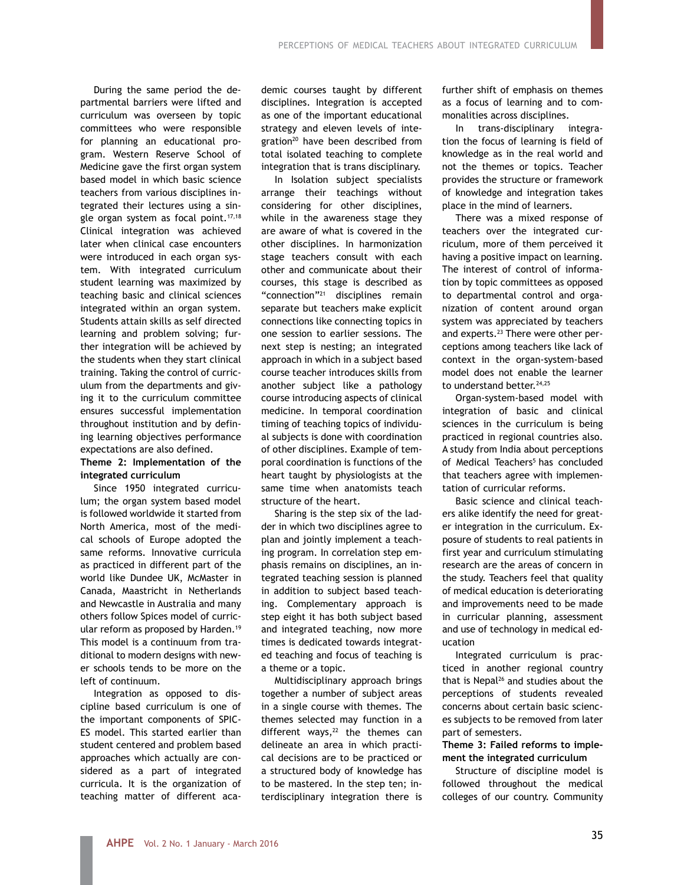During the same period the departmental barriers were lifted and curriculum was overseen by topic committees who were responsible for planning an educational program. Western Reserve School of Medicine gave the first organ system based model in which basic science teachers from various disciplines integrated their lectures using a single organ system as focal point.[17,18] Clinical integration was achieved later when clinical case encounters were introduced in each organ system. With integrated curriculum student learning was maximized by teaching basic and clinical sciences integrated within an organ system. Students attain skills as self directed learning and problem solving; further integration will be achieved by the students when they start clinical training. Taking the control of curriculum from the departments and giving it to the curriculum committee ensures successful implementation throughout institution and by defining learning objectives performance expectations are also defined.

**Theme 2: Implementation of the integrated curriculum**

Since 1950 integrated curriculum; the organ system based model is followed worldwide it started from North America, most of the medical schools of Europe adopted the same reforms. Innovative curricula as practiced in different part of the world like Dundee UK, McMaster in Canada, Maastricht in Netherlands and Newcastle in Australia and many others follow Spices model of curricular reform as proposed by Harden.[19] This model is a continuum from traditional to modern designs with newer schools tends to be more on the left of continuum.

Integration as opposed to discipline based curriculum is one of the important components of SPICES model. This started earlier than student centered and problem based approaches which actually are considered as a part of integrated curricula. It is the organization of teaching matter of different academic courses taught by different disciplines. Integration is accepted as one of the important educational strategy and eleven levels of integration[20] have been described from total isolated teaching to complete integration that is trans disciplinary.

In Isolation subject specialists arrange their teachings without considering for other disciplines, while in the awareness stage they are aware of what is covered in the other disciplines. In harmonization stage teachers consult with each other and communicate about their courses, this stage is described as "connection"[21] disciplines remain separate but teachers make explicit connections like connecting topics in one session to earlier sessions. The next step is nesting; an integrated approach in which in a subject based course teacher introduces skills from another subject like a pathology course introducing aspects of clinical medicine. In temporal coordination timing of teaching topics of individual subjects is done with coordination of other disciplines. Example of temporal coordination is functions of the heart taught by physiologists at the same time when anatomists teach structure of the heart.

Sharing is the step six of the ladder in which two disciplines agree to plan and jointly implement a teaching program. In correlation step emphasis remains on disciplines, an integrated teaching session is planned in addition to subject based teaching. Complementary approach is step eight it has both subject based and integrated teaching, now more times is dedicated towards integrated teaching and focus of teaching is a theme or a topic.

Multidisciplinary approach brings together a number of subject areas in a single course with themes. The themes selected may function in a different ways,[22] the themes can delineate an area in which practical decisions are to be practiced or a structured body of knowledge has to be mastered. In the step ten; interdisciplinary integration there is further shift of emphasis on themes as a focus of learning and to commonalities across disciplines.

In trans-disciplinary integration the focus of learning is field of knowledge as in the real world and not the themes or topics. Teacher provides the structure or framework of knowledge and integration takes place in the mind of learners.

There was a mixed response of teachers over the integrated curriculum, more of them perceived it having a positive impact on learning. The interest of control of information by topic committees as opposed to departmental control and organization of content around organ system was appreciated by teachers and experts.[23] There were other perceptions among teachers like lack of context in the organ-system-based model does not enable the learner to understand better.[24,25]

Organ-system-based model with integration of basic and clinical sciences in the curriculum is being practiced in regional countries also. A study from India about perceptions of Medical Teachers[5] has concluded that teachers agree with implementation of curricular reforms.

Basic science and clinical teachers alike identify the need for greater integration in the curriculum. Exposure of students to real patients in first year and curriculum stimulating research are the areas of concern in the study. Teachers feel that quality of medical education is deteriorating and improvements need to be made in curricular planning, assessment and use of technology in medical education

Integrated curriculum is practiced in another regional country that is Nepal[26] and studies about the perceptions of students revealed concerns about certain basic sciences subjects to be removed from later part of semesters.

**Theme 3: Failed reforms to implement the integrated curriculum**

Structure of discipline model is followed throughout the medical colleges of our country. Community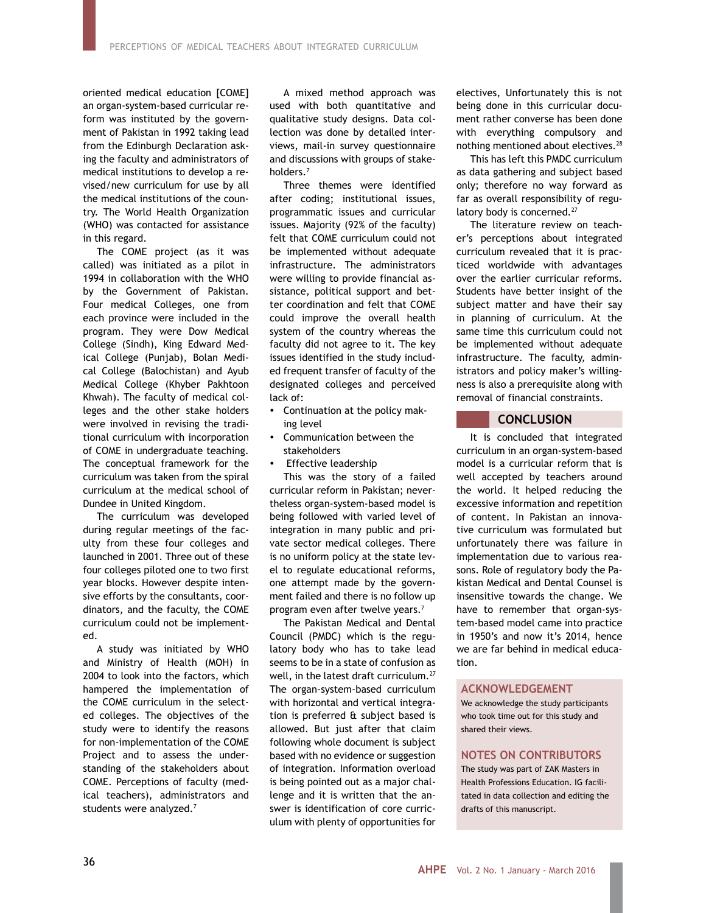oriented medical education [COME] an organ-system-based curricular reform was instituted by the government of Pakistan in 1992 taking lead from the Edinburgh Declaration asking the faculty and administrators of medical institutions to develop a revised/new curriculum for use by all the medical institutions of the country. The World Health Organization (WHO) was contacted for assistance in this regard.

The COME project (as it was called) was initiated as a pilot in 1994 in collaboration with the WHO by the Government of Pakistan. Four medical Colleges, one from each province were included in the program. They were Dow Medical College (Sindh), King Edward Medical College (Punjab), Bolan Medical College (Balochistan) and Ayub Medical College (Khyber Pakhtoon Khwah). The faculty of medical colleges and the other stake holders were involved in revising the traditional curriculum with incorporation of COME in undergraduate teaching. The conceptual framework for the curriculum was taken from the spiral curriculum at the medical school of Dundee in United Kingdom.

The curriculum was developed during regular meetings of the faculty from these four colleges and launched in 2001. Three out of these four colleges piloted one to two first year blocks. However despite intensive efforts by the consultants, coordinators, and the faculty, the COME curriculum could not be implemented.

A study was initiated by WHO and Ministry of Health (MOH) in 2004 to look into the factors, which hampered the implementation of the COME curriculum in the selected colleges. The objectives of the study were to identify the reasons for non-implementation of the COME Project and to assess the understanding of the stakeholders about COME. Perceptions of faculty (medical teachers), administrators and students were analyzed.[7]

A mixed method approach was used with both quantitative and qualitative study designs. Data collection was done by detailed interviews, mail-in survey questionnaire and discussions with groups of stakeholders.[7]

Three themes were identified after coding; institutional issues, programmatic issues and curricular issues. Majority (92% of the faculty) felt that COME curriculum could not be implemented without adequate infrastructure. The administrators were willing to provide financial assistance, political support and better coordination and felt that COME could improve the overall health system of the country whereas the faculty did not agree to it. The key issues identified in the study included frequent transfer of faculty of the designated colleges and perceived lack of:

- Continuation at the policy making level
- Communication between the stakeholders
- Effective leadership

This was the story of a failed curricular reform in Pakistan; nevertheless organ-system-based model is being followed with varied level of integration in many public and private sector medical colleges. There is no uniform policy at the state level to regulate educational reforms, one attempt made by the government failed and there is no follow up program even after twelve years.[7]

The Pakistan Medical and Dental Council (PMDC) which is the regulatory body who has to take lead seems to be in a state of confusion as well, in the latest draft curriculum.[27] The organ-system-based curriculum with horizontal and vertical integration is preferred & subject based is allowed. But just after that claim following whole document is subject based with no evidence or suggestion of integration. Information overload is being pointed out as a major challenge and it is written that the answer is identification of core curriculum with plenty of opportunities for electives, Unfortunately this is not being done in this curricular document rather converse has been done with everything compulsory and nothing mentioned about electives.[28]

This has left this PMDC curriculum as data gathering and subject based only; therefore no way forward as far as overall responsibility of regulatory body is concerned.[27]

The literature review on teacher's perceptions about integrated curriculum revealed that it is practiced worldwide with advantages over the earlier curricular reforms. Students have better insight of the subject matter and have their say in planning of curriculum. At the same time this curriculum could not be implemented without adequate infrastructure. The faculty, administrators and policy maker's willingness is also a prerequisite along with removal of financial constraints.

## CONCLUSION

It is concluded that integrated curriculum in an organ-system-based model is a curricular reform that is well accepted by teachers around the world. It helped reducing the excessive information and repetition of content. In Pakistan an innovative curriculum was formulated but unfortunately there was failure in implementation due to various reasons. Role of regulatory body the Pakistan Medical and Dental Counsel is insensitive towards the change. We have to remember that organ-system-based model came into practice in 1950's and now it's 2014, hence we are far behind in medical education.

## ACKNOWLEDGEMENT

We acknowledge the study participants who took time out for this study and shared their views.

## NOTES ON CONTRIBUTORS

The study was part of ZAK Masters in Health Professions Education. IG facilitated in data collection and editing the drafts of this manuscript.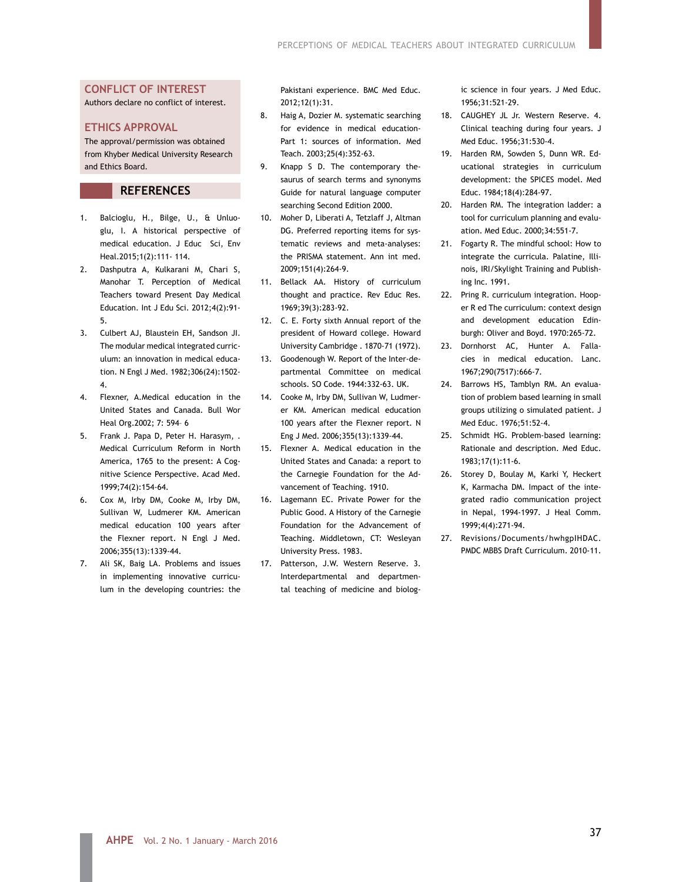## CONFLICT OF INTEREST

Authors declare no conflict of interest.

## ETHICS APPROVAL

The approval/permission was obtained from Khyber Medical University Research and Ethics Board.

## REFERENCES

1. Balcioglu, H., Bilge, U., & Unluoglu, I. A historical perspective of medical education. J Educ Sci, Env Heal.2015;1(2):111- 114.
2. Dashputra A, Kulkarani M, Chari S, Manohar T. Perception of Medical Teachers toward Present Day Medical Education. Int J Edu Sci. 2012;4(2):91-5.
3. Culbert AJ, Blaustein EH, Sandson JI. The modular medical integrated curriculum: an innovation in medical education. N Engl J Med. 1982;306(24):1502-4.
4. Flexner, A.Medical education in the United States and Canada. Bull Wor Heal Org.2002; 7: 594- 6
5. Frank J. Papa D, Peter H. Harasym, . Medical Curriculum Reform in North America, 1765 to the present: A Cognitive Science Perspective. Acad Med. 1999;74(2):154-64.
6. Cox M, Irby DM, Cooke M, Irby DM, Sullivan W, Ludmerer KM. American medical education 100 years after the Flexner report. N Engl J Med. 2006;355(13):1339-44.
7. Ali SK, Baig LA. Problems and issues in implementing innovative curriculum in the developing countries: the Pakistani experience. BMC Med Educ. 2012;12(1):31.
8. Haig A, Dozier M. systematic searching for evidence in medical education-Part 1: sources of information. Med Teach. 2003;25(4):352-63.
9. Knapp S D. The contemporary thesaurus of search terms and synonyms Guide for natural language computer searching Second Edition 2000.
10. Moher D, Liberati A, Tetzlaff J, Altman DG. Preferred reporting items for systematic reviews and meta-analyses: the PRISMA statement. Ann int med. 2009;151(4):264-9.
11. Bellack AA. History of curriculum thought and practice. Rev Educ Res. 1969;39(3):283-92.
12. C. E. Forty sixth Annual report of the president of Howard college. Howard University Cambridge . 1870-71 (1972).
13. Goodenough W. Report of the Inter-departmental Committee on medical schools. SO Code. 1944:332-63. UK.
14. Cooke M, Irby DM, Sullivan W, Ludmerer KM. American medical education 100 years after the Flexner report. N Eng J Med. 2006;355(13):1339-44.
15. Flexner A. Medical education in the United States and Canada: a report to the Carnegie Foundation for the Advancement of Teaching. 1910.
16. Lagemann EC. Private Power for the Public Good. A History of the Carnegie Foundation for the Advancement of Teaching. Middletown, CT: Wesleyan University Press. 1983.
17. Patterson, J.W. Western Reserve. 3. Interdepartmental and departmental teaching of medicine and biologic science in four years. J Med Educ. 1956;31:521-29.
18. CAUGHEY JL Jr. Western Reserve. 4. Clinical teaching during four years. J Med Educ. 1956;31:530-4.
19. Harden RM, Sowden S, Dunn WR. Educational strategies in curriculum development: the SPICES model. Med Educ. 1984;18(4):284-97.
20. Harden RM. The integration ladder: a tool for curriculum planning and evaluation. Med Educ. 2000;34:551-7.
21. Fogarty R. The mindful school: How to integrate the curricula. Palatine, Illinois, IRI/Skylight Training and Publishing Inc. 1991.
22. Pring R. curriculum integration. Hooper R ed The curriculum: context design and development education Edinburgh: Oliver and Boyd. 1970:265-72.
23. Dornhorst AC, Hunter A. Fallacies in medical education. Lanc. 1967;290(7517):666-7.
24. Barrows HS, Tamblyn RM. An evaluation of problem based learning in small groups utilizing o simulated patient. J Med Educ. 1976;51:52-4.
25. Schmidt HG. Problem-based learning: Rationale and description. Med Educ. 1983;17(1):11-6.
26. Storey D, Boulay M, Karki Y, Heckert K, Karmacha DM. Impact of the integrated radio communication project in Nepal, 1994-1997. J Heal Comm. 1999;4(4):271-94.
27. Revisions/Documents/hwhgpIHDAC. PMDC MBBS Draft Curriculum. 2010-11.